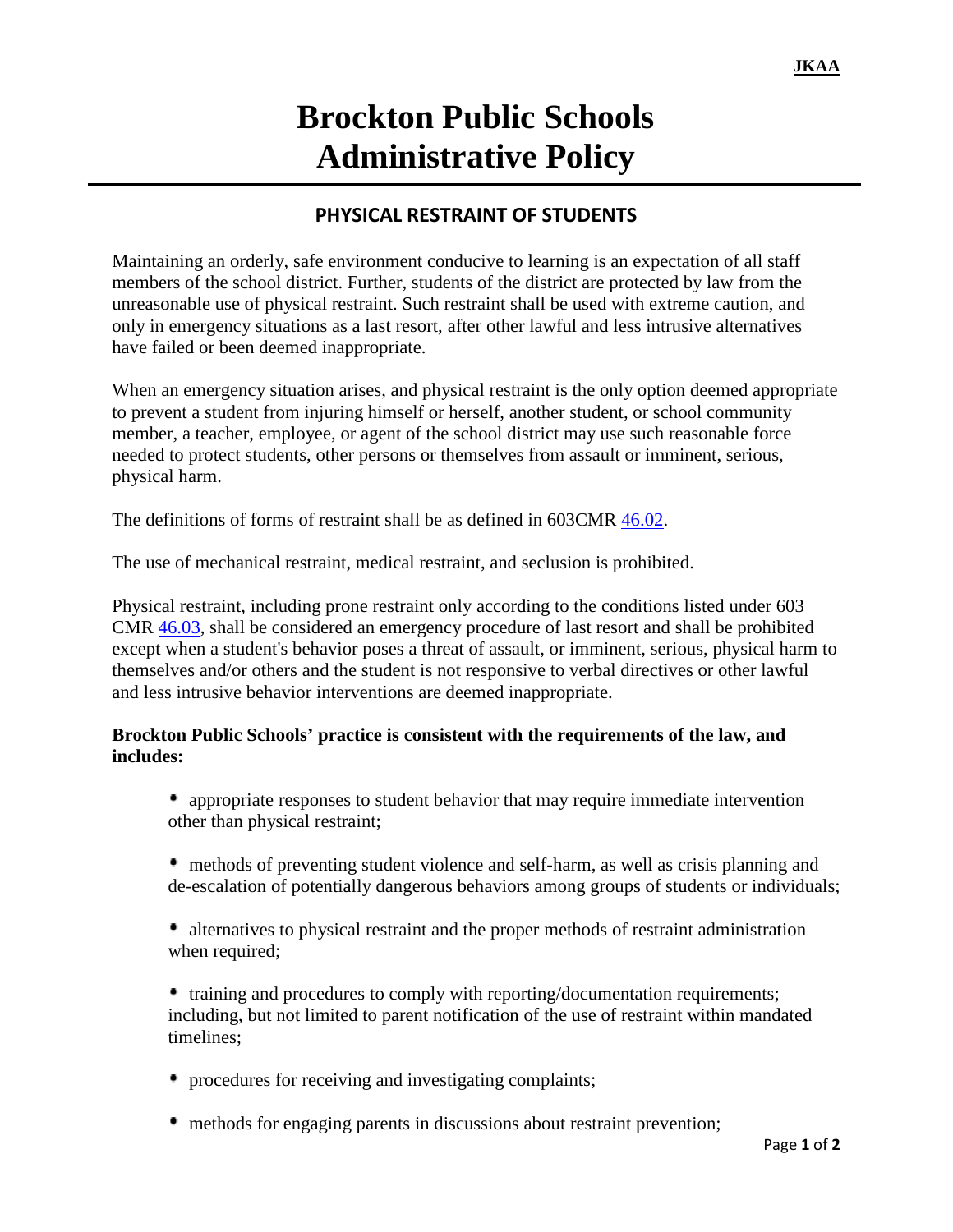JKAA

# Brockton Public Schools Administrative Policy

## PHYSICAL RESTRAINT OF STUDENTS

Maintaining an orderly, safe environment conducive to learning is an expectation of all staff members of the school district. Further, students of the district are protected by law from the unreasonable use of physical restraint. Such restraint shall be used with extreme caution, and only in emergency situations as a last resort, after other lawful and less intrusive alternatives have failed or been deemed inappropriate.

When an emergency situation arises, and physical restraint is the only option deemed appropriate to prevent a student from injuring himself or herself, another student, or school community member, a teacher, employee, or agent of the school district may use such reasonable force needed to protect students, other persons or themselves from assault or imminent, serious, physical harm.

The definitions of forms of restraint shall be as defined in 603CMR 46.02.

The use of mechanical restraint, medical restraint, and seclusion is prohibited.

Physical restraint, including prone restraint only according to the conditions listed under 603 CMR 46.03, shall be considered an emergency procedure of last resort and shall be prohibited except when a student's behavior poses a threat of assault, or imminent, serious, physical harm to themselves and/or others and the student is not responsive to verbal directives or other lawful and less intrusive behavior interventions are deemed inappropriate.

**Brockton Public Schools' practice is consistent with the requirements of the law, and includes:**

- appropriate responses to student behavior that may require immediate intervention other than physical restraint;
- methods of preventing student violence and self-harm, as well as crisis planning and de-escalation of potentially dangerous behaviors among groups of students or individuals;
- alternatives to physical restraint and the proper methods of restraint administration when required;
- training and procedures to comply with reporting/documentation requirements; including, but not limited to parent notification of the use of restraint within mandated timelines;
- procedures for receiving and investigating complaints;
- methods for engaging parents in discussions about restraint prevention;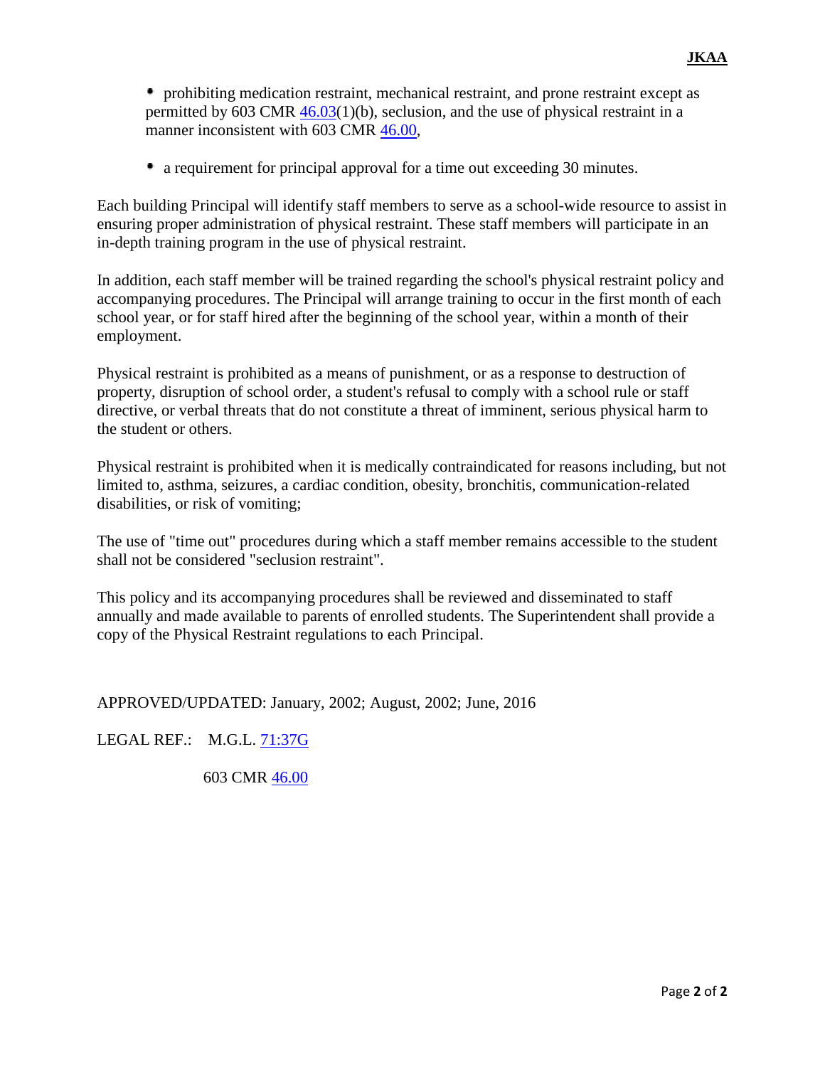- prohibiting medication restraint, mechanical restraint, and prone restraint except as permitted by 603 CMR 46.03(1)(b), seclusion, and the use of physical restraint in a manner inconsistent with 603 CMR 46.00,

- a requirement for principal approval for a time out exceeding 30 minutes.

Each building Principal will identify staff members to serve as a school-wide resource to assist in ensuring proper administration of physical restraint. These staff members will participate in an in-depth training program in the use of physical restraint.

In addition, each staff member will be trained regarding the school's physical restraint policy and accompanying procedures. The Principal will arrange training to occur in the first month of each school year, or for staff hired after the beginning of the school year, within a month of their employment.

Physical restraint is prohibited as a means of punishment, or as a response to destruction of property, disruption of school order, a student's refusal to comply with a school rule or staff directive, or verbal threats that do not constitute a threat of imminent, serious physical harm to the student or others.

Physical restraint is prohibited when it is medically contraindicated for reasons including, but not limited to, asthma, seizures, a cardiac condition, obesity, bronchitis, communication-related disabilities, or risk of vomiting;

The use of "time out" procedures during which a staff member remains accessible to the student shall not be considered "seclusion restraint".

This policy and its accompanying procedures shall be reviewed and disseminated to staff annually and made available to parents of enrolled students. The Superintendent shall provide a copy of the Physical Restraint regulations to each Principal.

APPROVED/UPDATED: January, 2002; August, 2002; June, 2016

LEGAL REF.: M.G.L. 71:37G

603 CMR 46.00